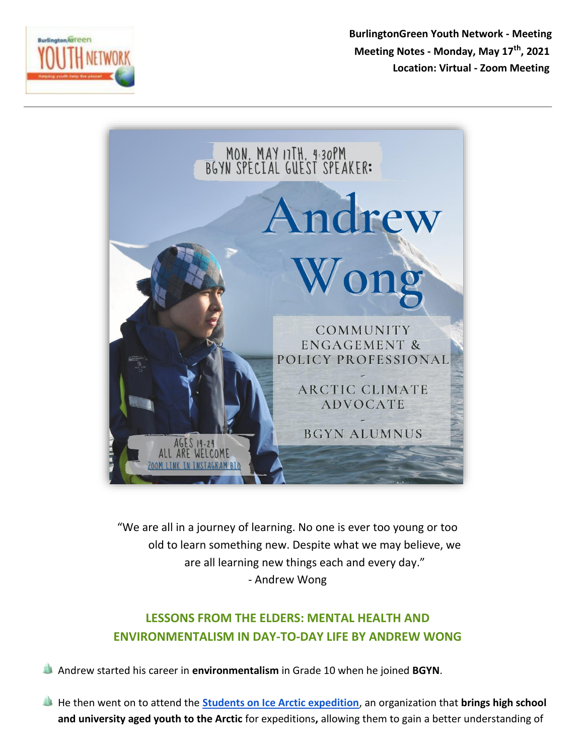**BurlingtonGreen Youth Network - Meeting**
**Meeting Notes - Monday, May 17th, 2021**
**Location: Virtual - Zoom Meeting**

MON. MAY 17TH. 4:30PM
BGYN SPECIAL GUEST SPEAKER:

Andrew Wong

COMMUNITY ENGAGEMENT & POLICY PROFESSIONAL
-
ARCTIC CLIMATE ADVOCATE
-
BGYN ALUMNUS

AGES 14-24
ALL ARE WELCOME
ZOOM LINK IN INSTAGRAM BIO

"We are all in a journey of learning. No one is ever too young or too old to learn something new. Despite what we may believe, we are all learning new things each and every day."
- Andrew Wong

## LESSONS FROM THE ELDERS: MENTAL HEALTH AND ENVIRONMENTALISM IN DAY-TO-DAY LIFE BY ANDREW WONG

- Andrew started his career in **environmentalism** in Grade 10 when he joined **BGYN**.
- He then went on to attend the **Students on Ice Arctic expedition**, an organization that **brings high school and university aged youth to the Arctic** for expeditions**,** allowing them to gain a better understanding of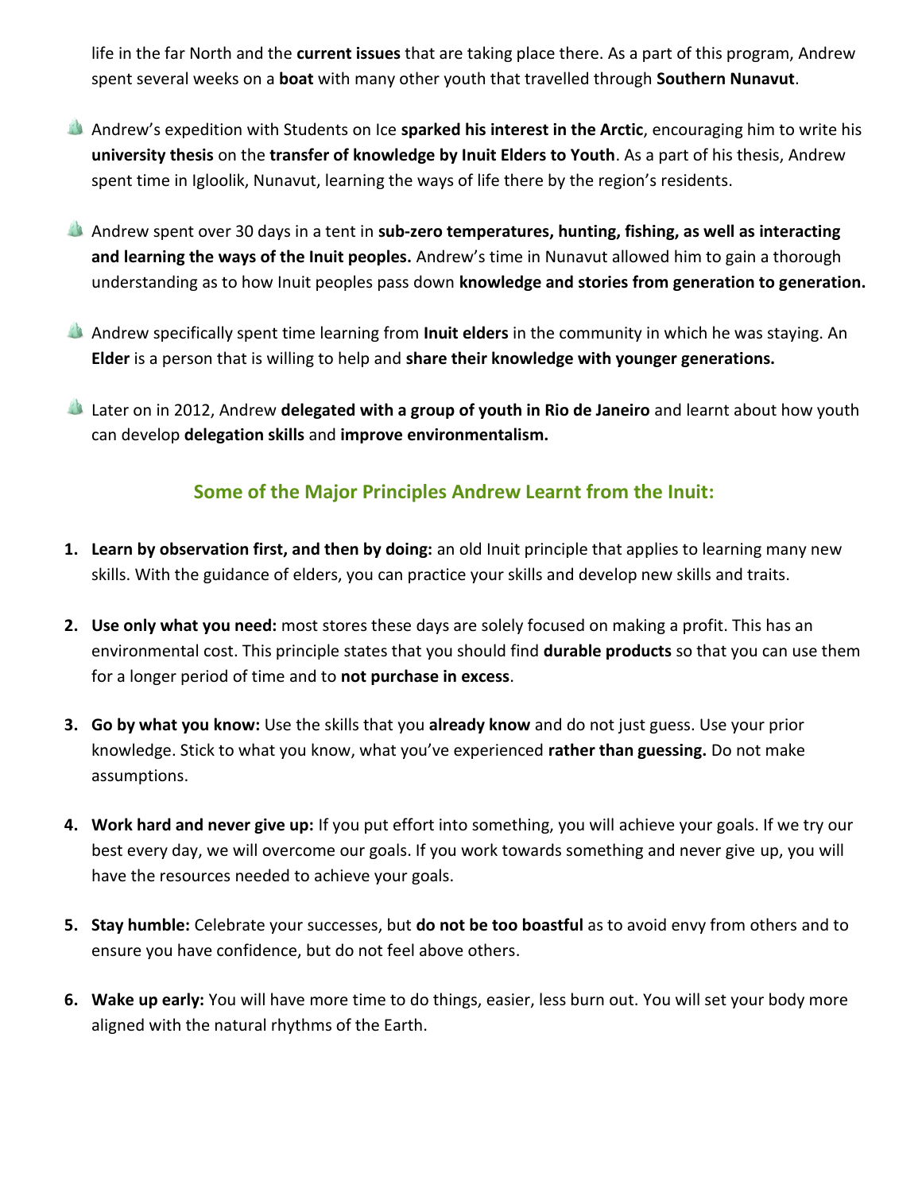life in the far North and the **current issues** that are taking place there. As a part of this program, Andrew spent several weeks on a **boat** with many other youth that travelled through **Southern Nunavut**.

- Andrew's expedition with Students on Ice **sparked his interest in the Arctic**, encouraging him to write his **university thesis** on the **transfer of knowledge by Inuit Elders to Youth**. As a part of his thesis, Andrew spent time in Igloolik, Nunavut, learning the ways of life there by the region's residents.

- Andrew spent over 30 days in a tent in **sub-zero temperatures, hunting, fishing, as well as interacting and learning the ways of the Inuit peoples.** Andrew's time in Nunavut allowed him to gain a thorough understanding as to how Inuit peoples pass down **knowledge and stories from generation to generation.**

- Andrew specifically spent time learning from **Inuit elders** in the community in which he was staying. An **Elder** is a person that is willing to help and **share their knowledge with younger generations.**

- Later on in 2012, Andrew **delegated with a group of youth in Rio de Janeiro** and learnt about how youth can develop **delegation skills** and **improve environmentalism.**

## Some of the Major Principles Andrew Learnt from the Inuit:

1. **Learn by observation first, and then by doing:** an old Inuit principle that applies to learning many new skills. With the guidance of elders, you can practice your skills and develop new skills and traits.

2. **Use only what you need:** most stores these days are solely focused on making a profit. This has an environmental cost. This principle states that you should find **durable products** so that you can use them for a longer period of time and to **not purchase in excess**.

3. **Go by what you know:** Use the skills that you **already know** and do not just guess. Use your prior knowledge. Stick to what you know, what you've experienced **rather than guessing.** Do not make assumptions.

4. **Work hard and never give up:** If you put effort into something, you will achieve your goals. If we try our best every day, we will overcome our goals. If you work towards something and never give up, you will have the resources needed to achieve your goals.

5. **Stay humble:** Celebrate your successes, but **do not be too boastful** as to avoid envy from others and to ensure you have confidence, but do not feel above others.

6. **Wake up early:** You will have more time to do things, easier, less burn out. You will set your body more aligned with the natural rhythms of the Earth.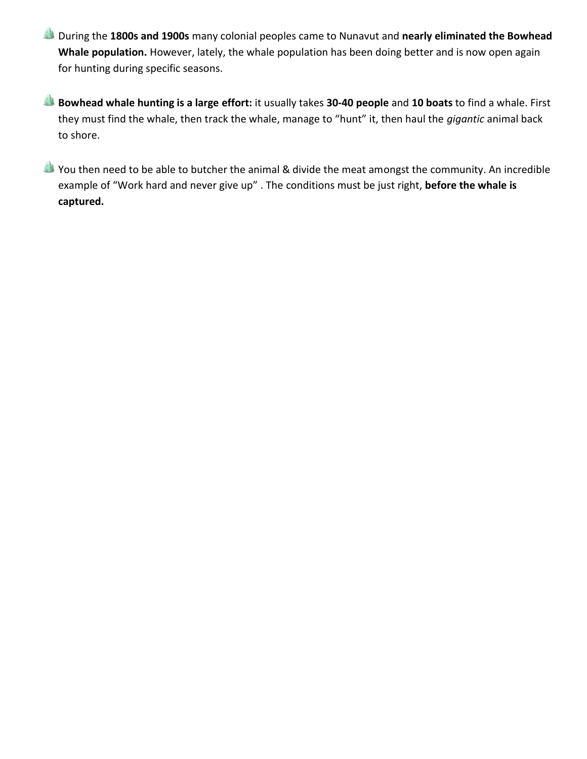- During the **1800s and 1900s** many colonial peoples came to Nunavut and **nearly eliminated the Bowhead Whale population.** However, lately, the whale population has been doing better and is now open again for hunting during specific seasons.

- **Bowhead whale hunting is a large effort:** it usually takes **30-40 people** and **10 boats** to find a whale. First they must find the whale, then track the whale, manage to "hunt" it, then haul the *gigantic* animal back to shore.

- You then need to be able to butcher the animal & divide the meat amongst the community. An incredible example of "Work hard and never give up" . The conditions must be just right, **before the whale is captured.**